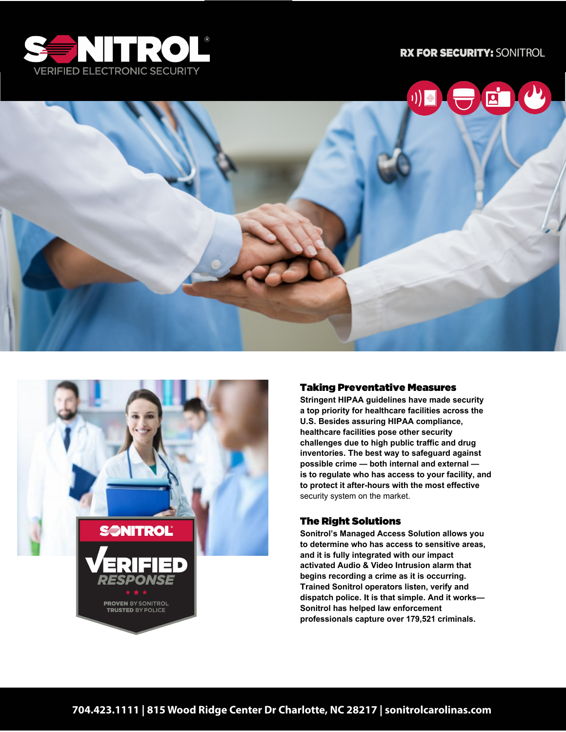# SONITROL

VERIFIED ELECTRONIC SECURITY

**RX FOR SECURITY:** SONITROL

SONITROL

VERIFIED RESPONSE

PROVEN BY SONITROL
TRUSTED BY POLICE

## Taking Preventative Measures

Stringent HIPAA guidelines have made security a top priority for healthcare facilities across the U.S. Besides assuring HIPAA compliance, healthcare facilities pose other security challenges due to high public traffic and drug inventories. The best way to safeguard against possible crime — both internal and external — is to regulate who has access to your facility, and to protect it after-hours with the most effective security system on the market.

## The Right Solutions

Sonitrol's Managed Access Solution allows you to determine who has access to sensitive areas, and it is fully integrated with our impact activated Audio & Video Intrusion alarm that begins recording a crime as it is occurring. Trained Sonitrol operators listen, verify and dispatch police. It is that simple. And it works—Sonitrol has helped law enforcement professionals capture over 179,521 criminals.

**704.423.1111 | 815 Wood Ridge Center Dr Charlotte, NC 28217 | sonitrolcarolinas.com**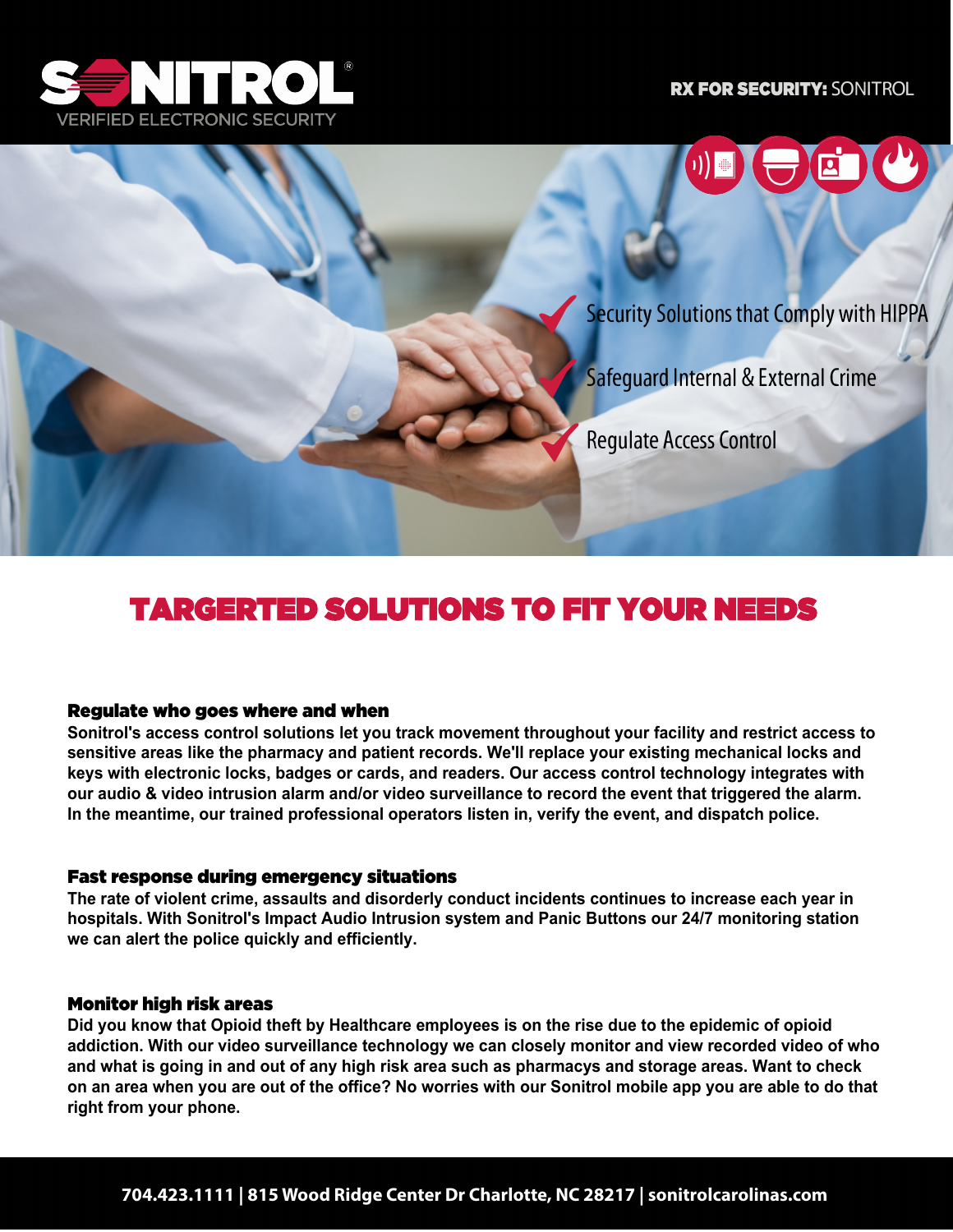SONITROL
VERIFIED ELECTRONIC SECURITY

**RX FOR SECURITY:** SONITROL

- Security Solutions that Comply with HIPPA
- Safeguard Internal & External Crime
- Regulate Access Control

# TARGERTED SOLUTIONS TO FIT YOUR NEEDS

### Regulate who goes where and when

**Sonitrol's access control solutions let you track movement throughout your facility and restrict access to sensitive areas like the pharmacy and patient records. We'll replace your existing mechanical locks and keys with electronic locks, badges or cards, and readers. Our access control technology integrates with our audio & video intrusion alarm and/or video surveillance to record the event that triggered the alarm. In the meantime, our trained professional operators listen in, verify the event, and dispatch police.**

### Fast response during emergency situations

**The rate of violent crime, assaults and disorderly conduct incidents continues to increase each year in hospitals. With Sonitrol's Impact Audio Intrusion system and Panic Buttons our 24/7 monitoring station we can alert the police quickly and efficiently.**

### Monitor high risk areas

**Did you know that Opioid theft by Healthcare employees is on the rise due to the epidemic of opioid addiction. With our video surveillance technology we can closely monitor and view recorded video of who and what is going in and out of any high risk area such as pharmacys and storage areas. Want to check on an area when you are out of the office? No worries with our Sonitrol mobile app you are able to do that right from your phone.**

**704.423.1111 | 815 Wood Ridge Center Dr Charlotte, NC 28217 | sonitrolcarolinas.com**